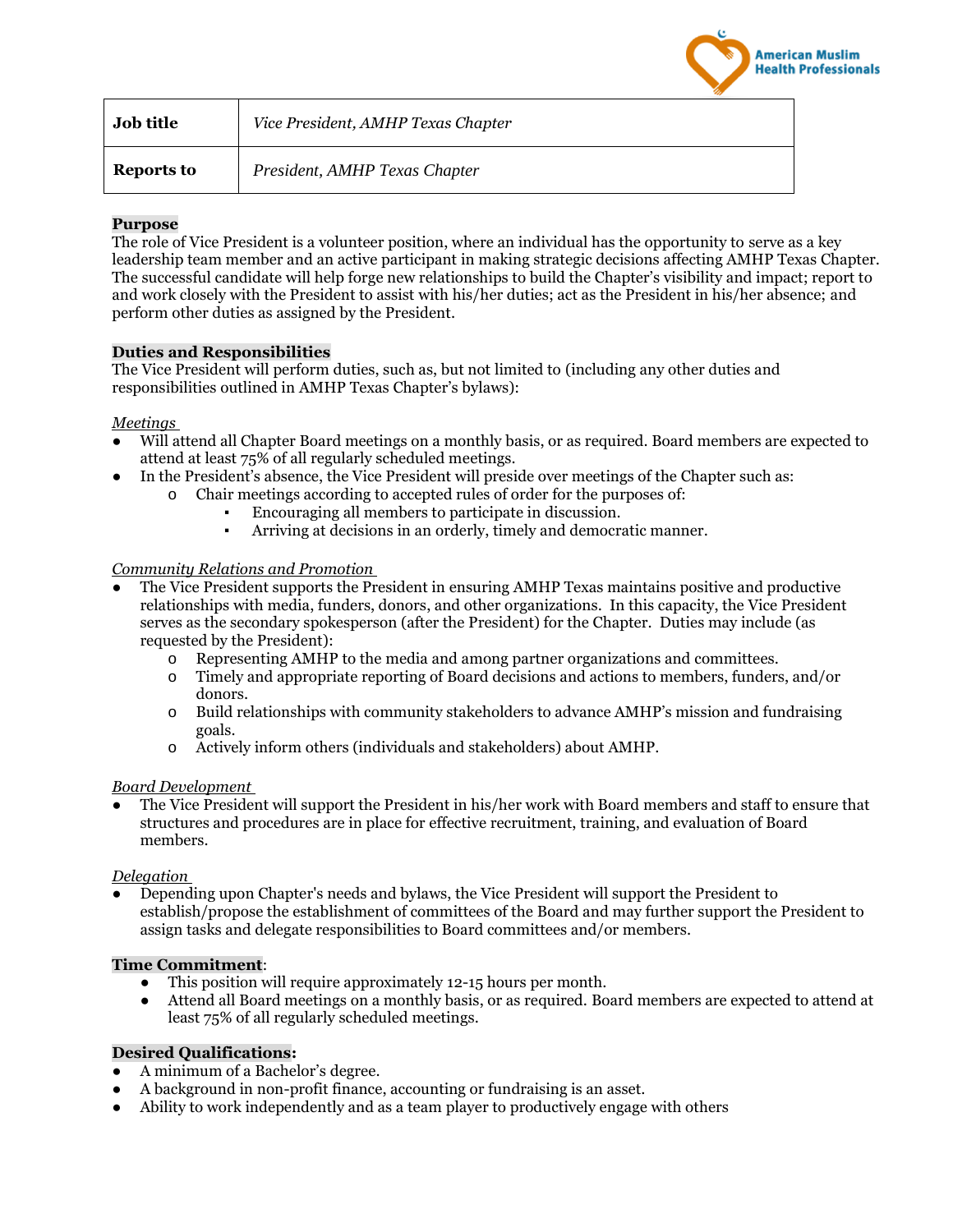American Muslim Health Professionals

| Job title | *Vice President, AMHP Texas Chapter* |
| --- | --- |
| **Reports to** | *President, AMHP Texas Chapter* |

**Purpose**

The role of Vice President is a volunteer position, where an individual has the opportunity to serve as a key leadership team member and an active participant in making strategic decisions affecting AMHP Texas Chapter. The successful candidate will help forge new relationships to build the Chapter's visibility and impact; report to and work closely with the President to assist with his/her duties; act as the President in his/her absence; and perform other duties as assigned by the President.

**Duties and Responsibilities**

The Vice President will perform duties, such as, but not limited to (including any other duties and responsibilities outlined in AMHP Texas Chapter's bylaws):

*Meetings*

- Will attend all Chapter Board meetings on a monthly basis, or as required. Board members are expected to attend at least 75% of all regularly scheduled meetings.
- In the President's absence, the Vice President will preside over meetings of the Chapter such as:
  - Chair meetings according to accepted rules of order for the purposes of:
    - Encouraging all members to participate in discussion.
    - Arriving at decisions in an orderly, timely and democratic manner.

*Community Relations and Promotion*

- The Vice President supports the President in ensuring AMHP Texas maintains positive and productive relationships with media, funders, donors, and other organizations. In this capacity, the Vice President serves as the secondary spokesperson (after the President) for the Chapter. Duties may include (as requested by the President):
  - Representing AMHP to the media and among partner organizations and committees.
  - Timely and appropriate reporting of Board decisions and actions to members, funders, and/or donors.
  - Build relationships with community stakeholders to advance AMHP's mission and fundraising goals.
  - Actively inform others (individuals and stakeholders) about AMHP.

*Board Development*

- The Vice President will support the President in his/her work with Board members and staff to ensure that structures and procedures are in place for effective recruitment, training, and evaluation of Board members.

*Delegation*

- Depending upon Chapter's needs and bylaws, the Vice President will support the President to establish/propose the establishment of committees of the Board and may further support the President to assign tasks and delegate responsibilities to Board committees and/or members.

**Time Commitment**:

- This position will require approximately 12-15 hours per month.
- Attend all Board meetings on a monthly basis, or as required. Board members are expected to attend at least 75% of all regularly scheduled meetings.

**Desired Qualifications:**

- A minimum of a Bachelor's degree.
- A background in non-profit finance, accounting or fundraising is an asset.
- Ability to work independently and as a team player to productively engage with others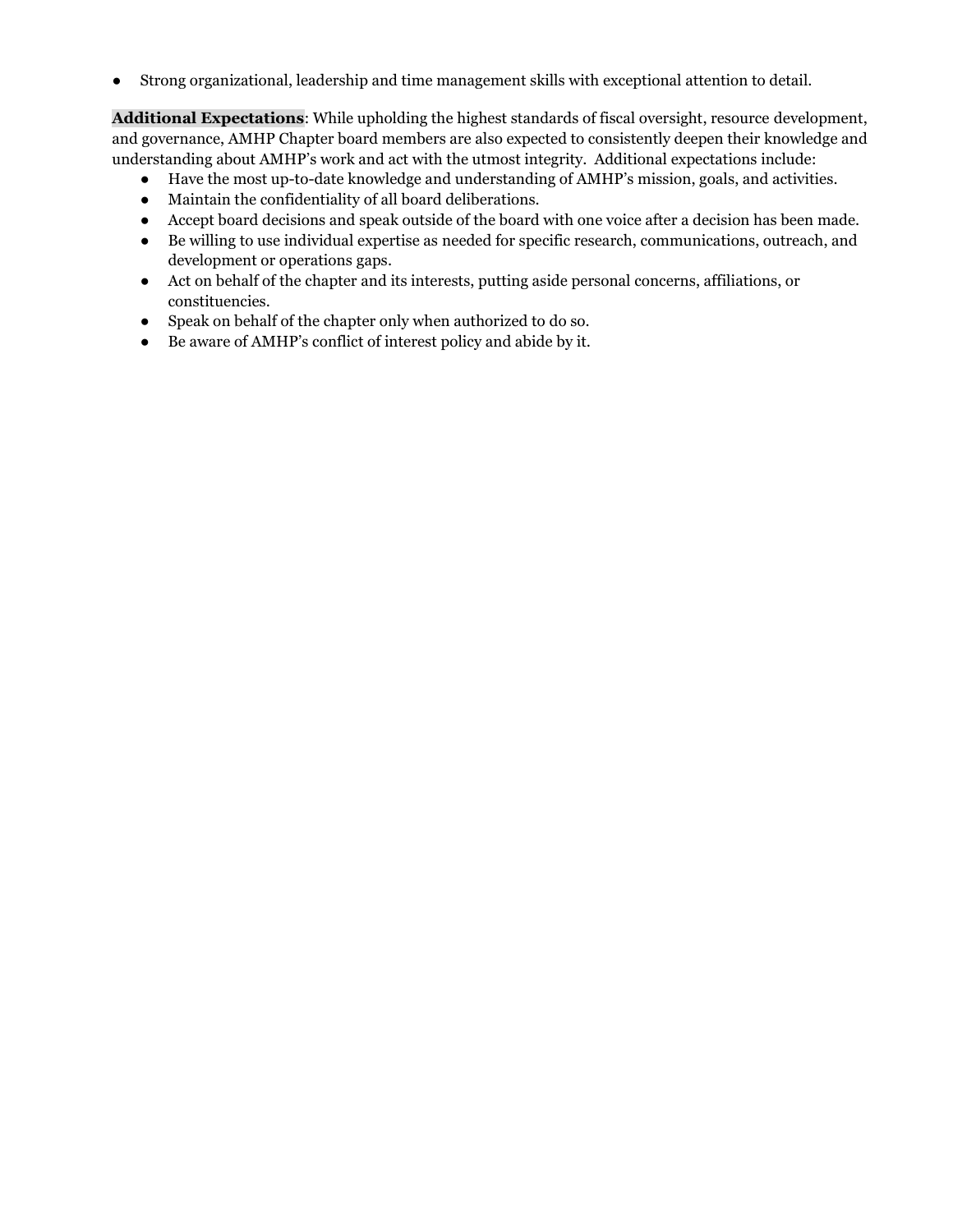- Strong organizational, leadership and time management skills with exceptional attention to detail.

**Additional Expectations**: While upholding the highest standards of fiscal oversight, resource development, and governance, AMHP Chapter board members are also expected to consistently deepen their knowledge and understanding about AMHP's work and act with the utmost integrity. Additional expectations include:

- Have the most up-to-date knowledge and understanding of AMHP's mission, goals, and activities.
- Maintain the confidentiality of all board deliberations.
- Accept board decisions and speak outside of the board with one voice after a decision has been made.
- Be willing to use individual expertise as needed for specific research, communications, outreach, and development or operations gaps.
- Act on behalf of the chapter and its interests, putting aside personal concerns, affiliations, or constituencies.
- Speak on behalf of the chapter only when authorized to do so.
- Be aware of AMHP's conflict of interest policy and abide by it.